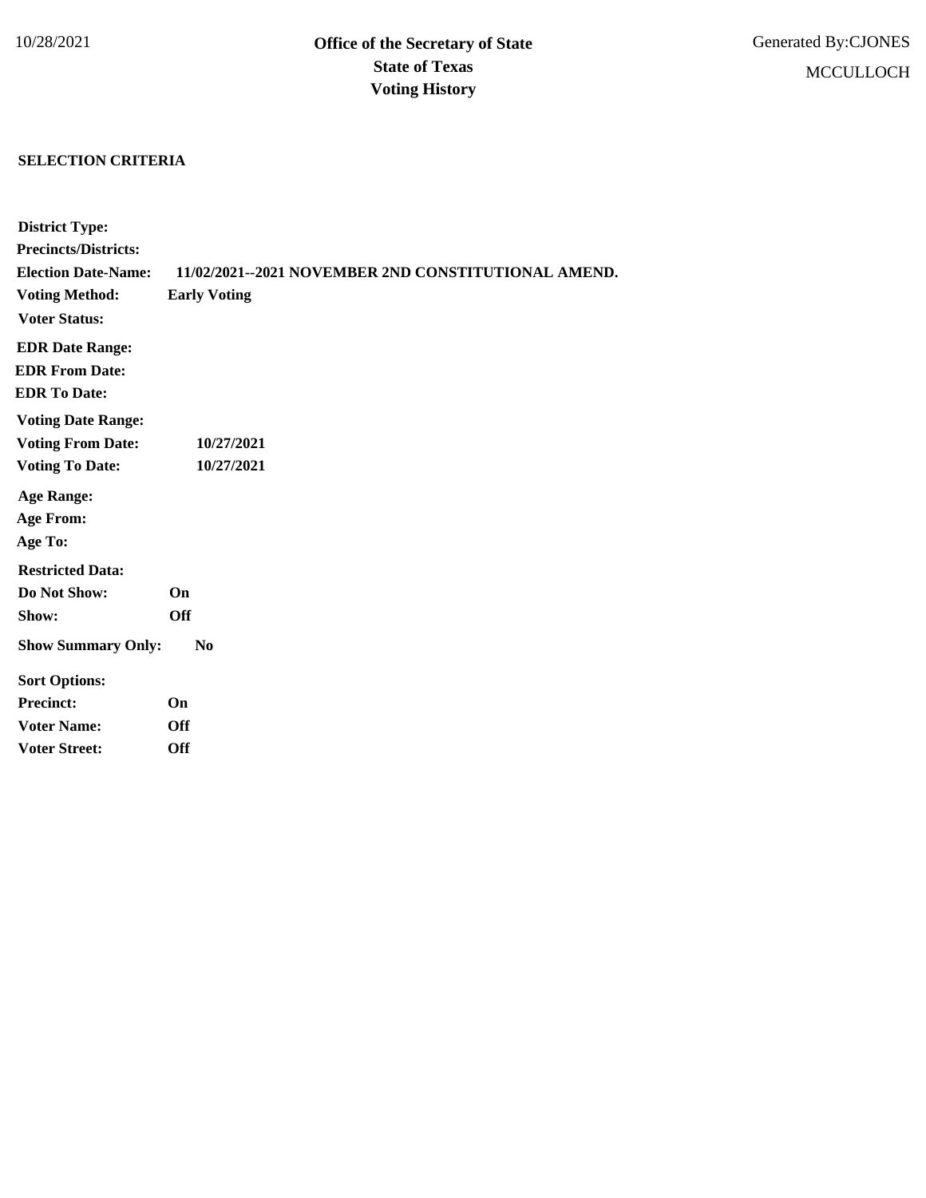10/28/2021

# Office of the Secretary of State
## State of Texas
## Voting History

Generated By:CJONES

MCCULLOCH

**SELECTION CRITERIA**

**District Type:**

**Precincts/Districts:**

**Election Date-Name:** **11/02/2021--2021 NOVEMBER 2ND CONSTITUTIONAL AMEND.**

**Voting Method:** **Early Voting**

**Voter Status:**

**EDR Date Range:**

**EDR From Date:**

**EDR To Date:**

**Voting Date Range:**

**Voting From Date:** **10/27/2021**

**Voting To Date:** **10/27/2021**

**Age Range:**

**Age From:**

**Age To:**

**Restricted Data:**

**Do Not Show:** **On**

**Show:** **Off**

**Show Summary Only:** **No**

**Sort Options:**

**Precinct:** **On**

**Voter Name:** **Off**

**Voter Street:** **Off**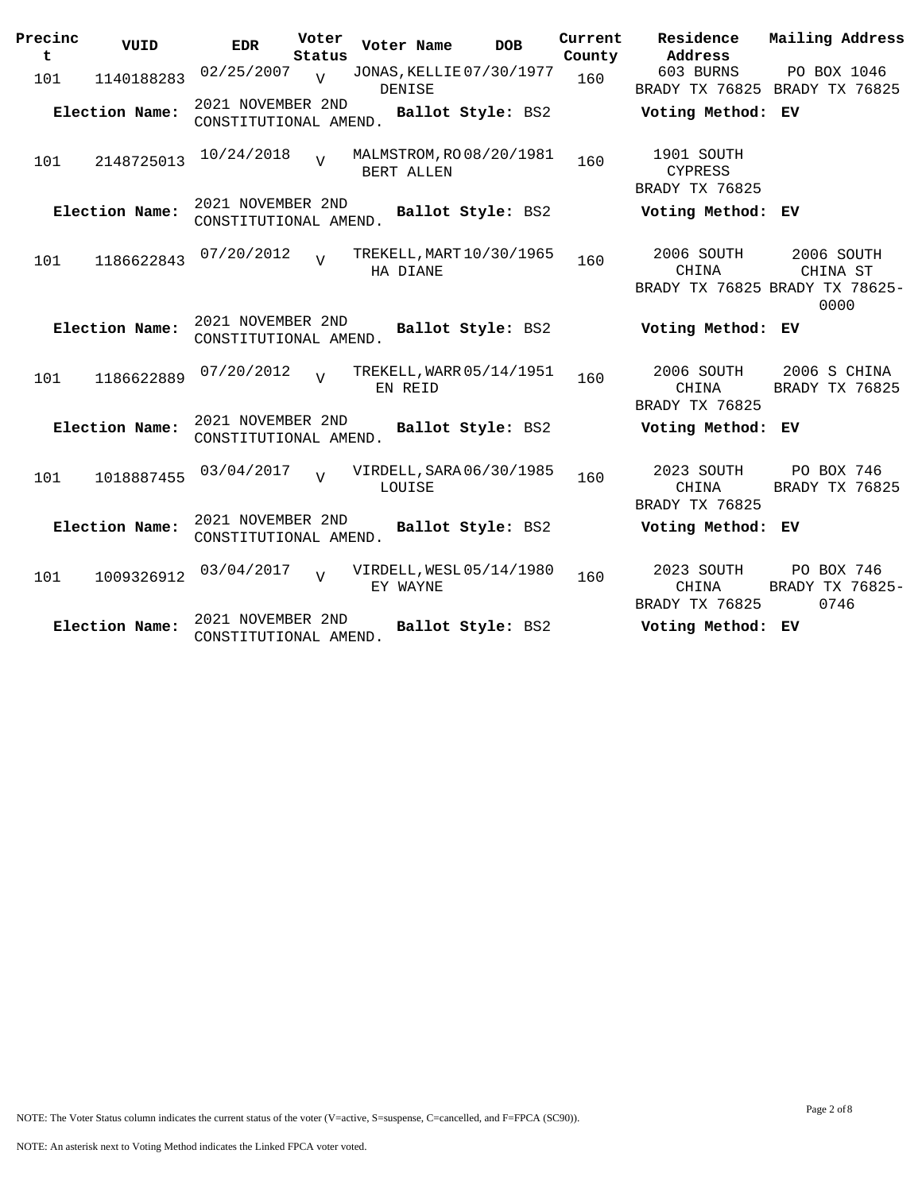| Precinct | VUID | EDR | Voter Status | Voter Name | DOB | Current County | Residence Address | Mailing Address |
|---|---|---|---|---|---|---|---|---|
| 101 | 1140188283 | 02/25/2007 | V | JONAS, KELLIE DENISE | 07/30/1977 | 160 | 603 BURNS BRADY TX 76825 | PO BOX 1046 BRADY TX 76825 |
| **Election Name:** | | 2021 NOVEMBER 2ND CONSTITUTIONAL AMEND. | | **Ballot Style:** BS2 | | | **Voting Method:** | **EV** |
| 101 | 2148725013 | 10/24/2018 | V | MALMSTROM, ROBERT ALLEN | 08/20/1981 | 160 | 1901 SOUTH CYPRESS BRADY TX 76825 | |
| **Election Name:** | | 2021 NOVEMBER 2ND CONSTITUTIONAL AMEND. | | **Ballot Style:** BS2 | | | **Voting Method:** | **EV** |
| 101 | 1186622843 | 07/20/2012 | V | TREKELL, MARTHA DIANE | 10/30/1965 | 160 | 2006 SOUTH CHINA BRADY TX 76825 | 2006 SOUTH CHINA ST BRADY TX 78625-0000 |
| **Election Name:** | | 2021 NOVEMBER 2ND CONSTITUTIONAL AMEND. | | **Ballot Style:** BS2 | | | **Voting Method:** | **EV** |
| 101 | 1186622889 | 07/20/2012 | V | TREKELL, WARREN REID | 05/14/1951 | 160 | 2006 SOUTH CHINA BRADY TX 76825 | 2006 S CHINA BRADY TX 76825 |
| **Election Name:** | | 2021 NOVEMBER 2ND CONSTITUTIONAL AMEND. | | **Ballot Style:** BS2 | | | **Voting Method:** | **EV** |
| 101 | 1018887455 | 03/04/2017 | V | VIRDELL, SARA LOUISE | 06/30/1985 | 160 | 2023 SOUTH CHINA BRADY TX 76825 | PO BOX 746 BRADY TX 76825 |
| **Election Name:** | | 2021 NOVEMBER 2ND CONSTITUTIONAL AMEND. | | **Ballot Style:** BS2 | | | **Voting Method:** | **EV** |
| 101 | 1009326912 | 03/04/2017 | V | VIRDELL, WESLEY WAYNE | 05/14/1980 | 160 | 2023 SOUTH CHINA BRADY TX 76825 | PO BOX 746 BRADY TX 76825-0746 |
| **Election Name:** | | 2021 NOVEMBER 2ND CONSTITUTIONAL AMEND. | | **Ballot Style:** BS2 | | | **Voting Method:** | **EV** |

NOTE: The Voter Status column indicates the current status of the voter (V=active, S=suspense, C=cancelled, and F=FPCA (SC90)).

NOTE: An asterisk next to Voting Method indicates the Linked FPCA voter voted.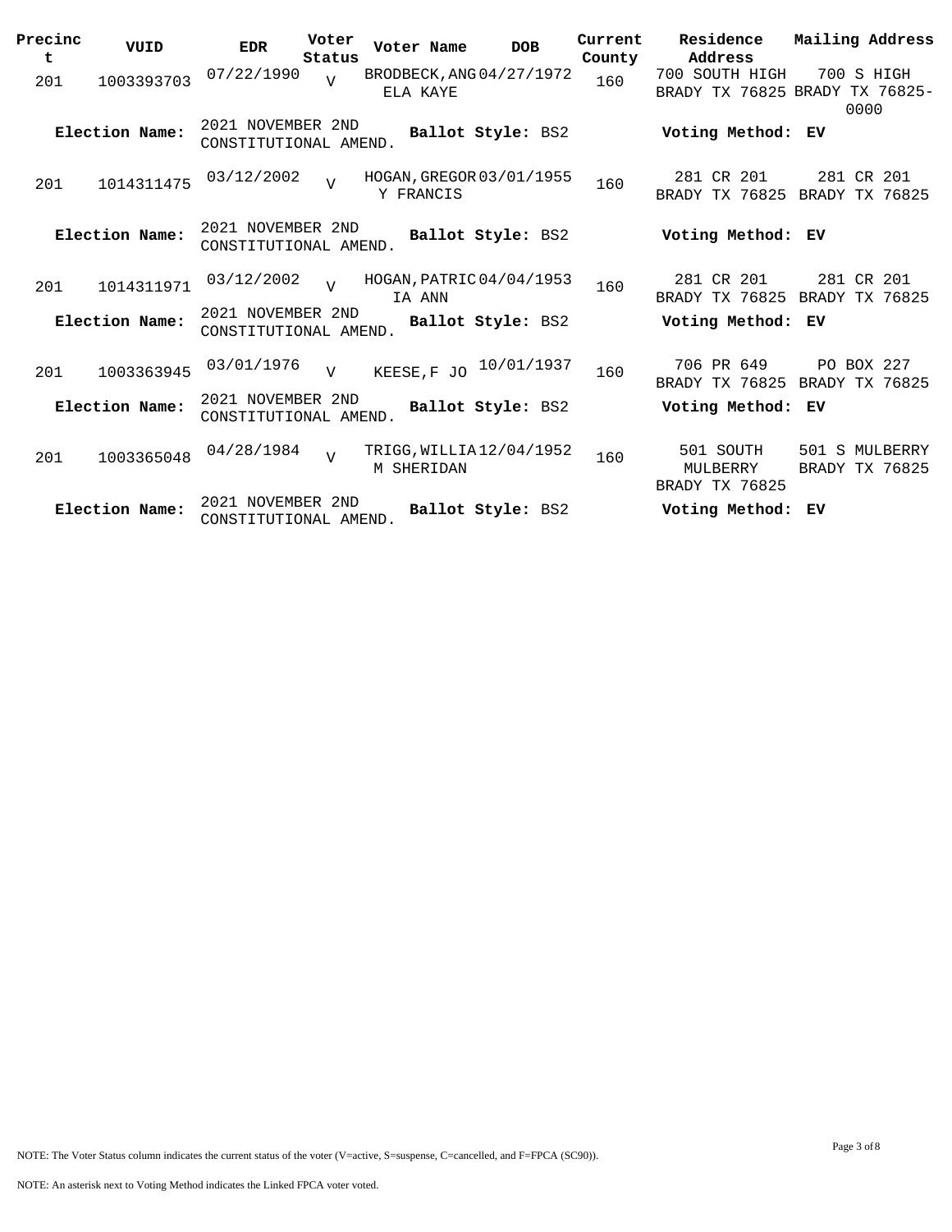| Precinct | VUID | EDR | Voter Status | Voter Name | DOB | Current County | Residence Address | Mailing Address |
|---|---|---|---|---|---|---|---|---|
| 201 | 1003393703 | 07/22/1990 | V | BRODBECK,ANGELA KAYE | 04/27/1972 | 160 | 700 SOUTH HIGH BRADY TX 76825 | 700 S HIGH BRADY TX 76825-0000 |
| **Election Name:** | 2021 NOVEMBER 2ND CONSTITUTIONAL AMEND. | | | **Ballot Style:** BS2 | | | **Voting Method:** | **EV** |
| 201 | 1014311475 | 03/12/2002 | V | HOGAN,GREGORY FRANCIS | 03/01/1955 | 160 | 281 CR 201 BRADY TX 76825 | 281 CR 201 BRADY TX 76825 |
| **Election Name:** | 2021 NOVEMBER 2ND CONSTITUTIONAL AMEND. | | | **Ballot Style:** BS2 | | | **Voting Method:** | **EV** |
| 201 | 1014311971 | 03/12/2002 | V | HOGAN,PATRICIA ANN | 04/04/1953 | 160 | 281 CR 201 BRADY TX 76825 | 281 CR 201 BRADY TX 76825 |
| **Election Name:** | 2021 NOVEMBER 2ND CONSTITUTIONAL AMEND. | | | **Ballot Style:** BS2 | | | **Voting Method:** | **EV** |
| 201 | 1003363945 | 03/01/1976 | V | KEESE,F JO | 10/01/1937 | 160 | 706 PR 649 BRADY TX 76825 | PO BOX 227 BRADY TX 76825 |
| **Election Name:** | 2021 NOVEMBER 2ND CONSTITUTIONAL AMEND. | | | **Ballot Style:** BS2 | | | **Voting Method:** | **EV** |
| 201 | 1003365048 | 04/28/1984 | V | TRIGG,WILLIAM SHERIDAN | 12/04/1952 | 160 | 501 SOUTH MULBERRY BRADY TX 76825 | 501 S MULBERRY BRADY TX 76825 |
| **Election Name:** | 2021 NOVEMBER 2ND CONSTITUTIONAL AMEND. | | | **Ballot Style:** BS2 | | | **Voting Method:** | **EV** |

NOTE: The Voter Status column indicates the current status of the voter (V=active, S=suspense, C=cancelled, and F=FPCA (SC90)).

NOTE: An asterisk next to Voting Method indicates the Linked FPCA voter voted.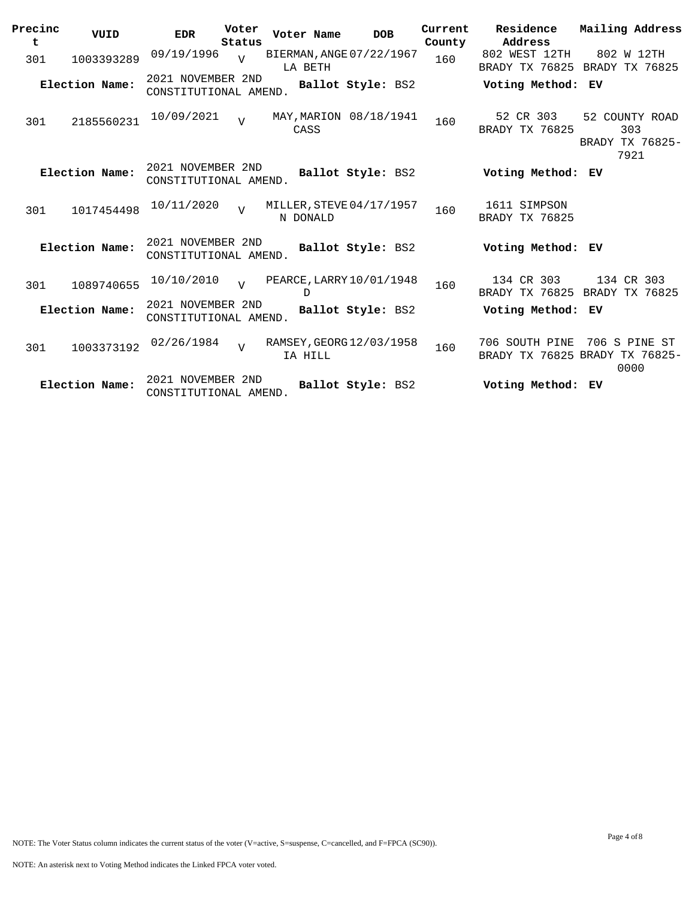| Precinct | VUID | EDR | Voter Status | Voter Name | DOB | Current County | Residence Address | Mailing Address |
|---|---|---|---|---|---|---|---|---|
| 301 | 1003393289 | 09/19/1996 | V | BIERMAN, ANGELA BETH | 07/22/1967 | 160 | 802 WEST 12TH BRADY TX 76825 | 802 W 12TH BRADY TX 76825 |
| **Election Name:** | 2021 NOVEMBER 2ND CONSTITUTIONAL AMEND. | | | **Ballot Style:** BS2 | | | **Voting Method:** | **EV** |
| 301 | 2185560231 | 10/09/2021 | V | MAY, MARION CASS | 08/18/1941 | 160 | 52 CR 303 BRADY TX 76825 | 52 COUNTY ROAD 303 BRADY TX 76825-7921 |
| **Election Name:** | 2021 NOVEMBER 2ND CONSTITUTIONAL AMEND. | | | **Ballot Style:** BS2 | | | **Voting Method:** | **EV** |
| 301 | 1017454498 | 10/11/2020 | V | MILLER, STEVEN DONALD | 04/17/1957 | 160 | 1611 SIMPSON BRADY TX 76825 | |
| **Election Name:** | 2021 NOVEMBER 2ND CONSTITUTIONAL AMEND. | | | **Ballot Style:** BS2 | | | **Voting Method:** | **EV** |
| 301 | 1089740655 | 10/10/2010 | V | PEARCE, LARRY D | 10/01/1948 | 160 | 134 CR 303 BRADY TX 76825 | 134 CR 303 BRADY TX 76825 |
| **Election Name:** | 2021 NOVEMBER 2ND CONSTITUTIONAL AMEND. | | | **Ballot Style:** BS2 | | | **Voting Method:** | **EV** |
| 301 | 1003373192 | 02/26/1984 | V | RAMSEY, GEORGIA HILL | 12/03/1958 | 160 | 706 SOUTH PINE BRADY TX 76825 | 706 S PINE ST BRADY TX 76825-0000 |
| **Election Name:** | 2021 NOVEMBER 2ND CONSTITUTIONAL AMEND. | | | **Ballot Style:** BS2 | | | **Voting Method:** | **EV** |

NOTE: The Voter Status column indicates the current status of the voter (V=active, S=suspense, C=cancelled, and F=FPCA (SC90)).

NOTE: An asterisk next to Voting Method indicates the Linked FPCA voter voted.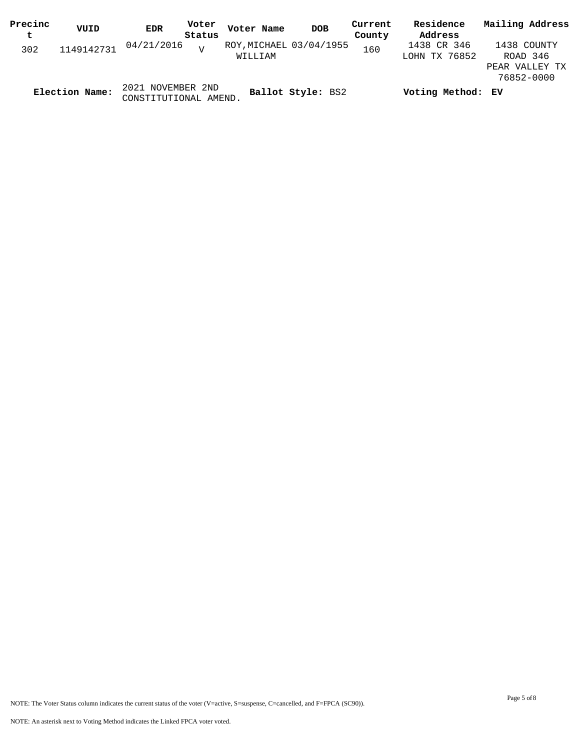| Precinct | VUID | EDR | Voter Status | Voter Name | DOB | Current County | Residence Address | Mailing Address |
| --- | --- | --- | --- | --- | --- | --- | --- | --- |
| 302 | 1149142731 | 04/21/2016 | V | ROY,MICHAEL WILLIAM | 03/04/1955 | 160 | 1438 CR 346 LOHN TX 76852 | 1438 COUNTY ROAD 346 PEAR VALLEY TX 76852-0000 |

**Election Name:** 2021 NOVEMBER 2ND CONSTITUTIONAL AMEND. **Ballot Style:** BS2 **Voting Method:** **EV**

NOTE: The Voter Status column indicates the current status of the voter (V=active, S=suspense, C=cancelled, and F=FPCA (SC90)).

NOTE: An asterisk next to Voting Method indicates the Linked FPCA voter voted.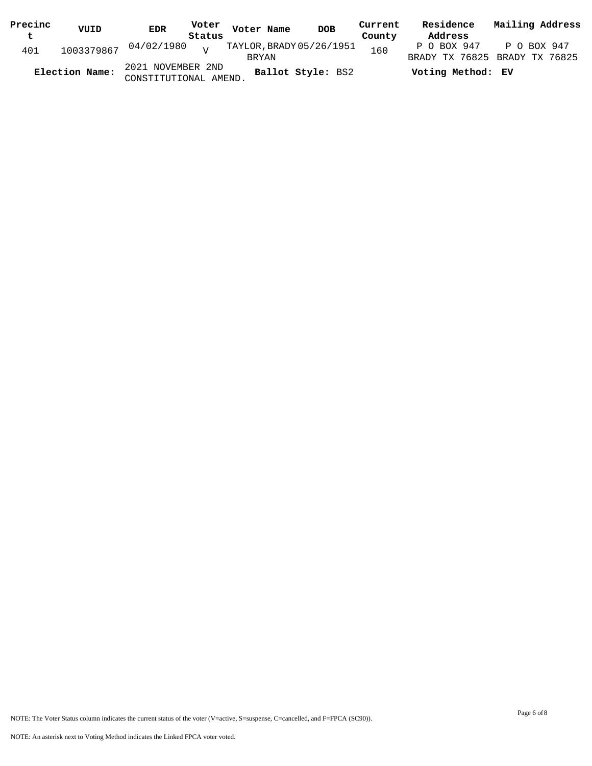| Precinct | VUID | EDR | Voter Status | Voter Name | DOB | Current County | Residence Address | Mailing Address |
|---|---|---|---|---|---|---|---|---|
| 401 | 1003379867 | 04/02/1980 | V | TAYLOR,BRADY BRYAN | 05/26/1951 | 160 | P O BOX 947 BRADY TX 76825 | P O BOX 947 BRADY TX 76825 |

**Election Name:** 2021 NOVEMBER 2ND CONSTITUTIONAL AMEND. **Ballot Style:** BS2 **Voting Method:** **EV**

NOTE: The Voter Status column indicates the current status of the voter (V=active, S=suspense, C=cancelled, and F=FPCA (SC90)).

NOTE: An asterisk next to Voting Method indicates the Linked FPCA voter voted.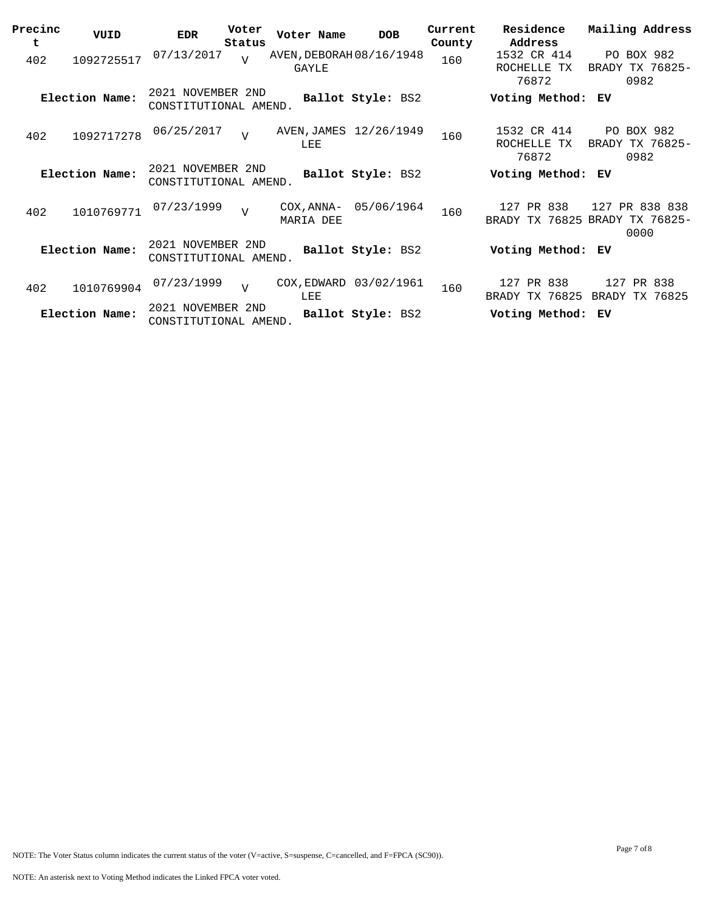| Precinct | VUID | EDR | Voter Status | Voter Name | DOB | Current County | Residence Address | Mailing Address |
|---|---|---|---|---|---|---|---|---|
| 402 | 1092725517 | 07/13/2017 | V | AVEN, DEBORAH GAYLE | 08/16/1948 | 160 | 1532 CR 414 ROCHELLE TX 76872 | PO BOX 982 BRADY TX 76825-0982 |
| **Election Name:** | | 2021 NOVEMBER 2ND CONSTITUTIONAL AMEND. | | **Ballot Style:** BS2 | | | **Voting Method:** EV | |
| 402 | 1092717278 | 06/25/2017 | V | AVEN, JAMES LEE | 12/26/1949 | 160 | 1532 CR 414 ROCHELLE TX 76872 | PO BOX 982 BRADY TX 76825-0982 |
| **Election Name:** | | 2021 NOVEMBER 2ND CONSTITUTIONAL AMEND. | | **Ballot Style:** BS2 | | | **Voting Method:** EV | |
| 402 | 1010769771 | 07/23/1999 | V | COX, ANNA-MARIA DEE | 05/06/1964 | 160 | 127 PR 838 BRADY TX 76825 | 127 PR 838 838 BRADY TX 76825-0000 |
| **Election Name:** | | 2021 NOVEMBER 2ND CONSTITUTIONAL AMEND. | | **Ballot Style:** BS2 | | | **Voting Method:** EV | |
| 402 | 1010769904 | 07/23/1999 | V | COX, EDWARD LEE | 03/02/1961 | 160 | 127 PR 838 BRADY TX 76825 | 127 PR 838 BRADY TX 76825 |
| **Election Name:** | | 2021 NOVEMBER 2ND CONSTITUTIONAL AMEND. | | **Ballot Style:** BS2 | | | **Voting Method:** EV | |

NOTE: The Voter Status column indicates the current status of the voter (V=active, S=suspense, C=cancelled, and F=FPCA (SC90)).

NOTE: An asterisk next to Voting Method indicates the Linked FPCA voter voted.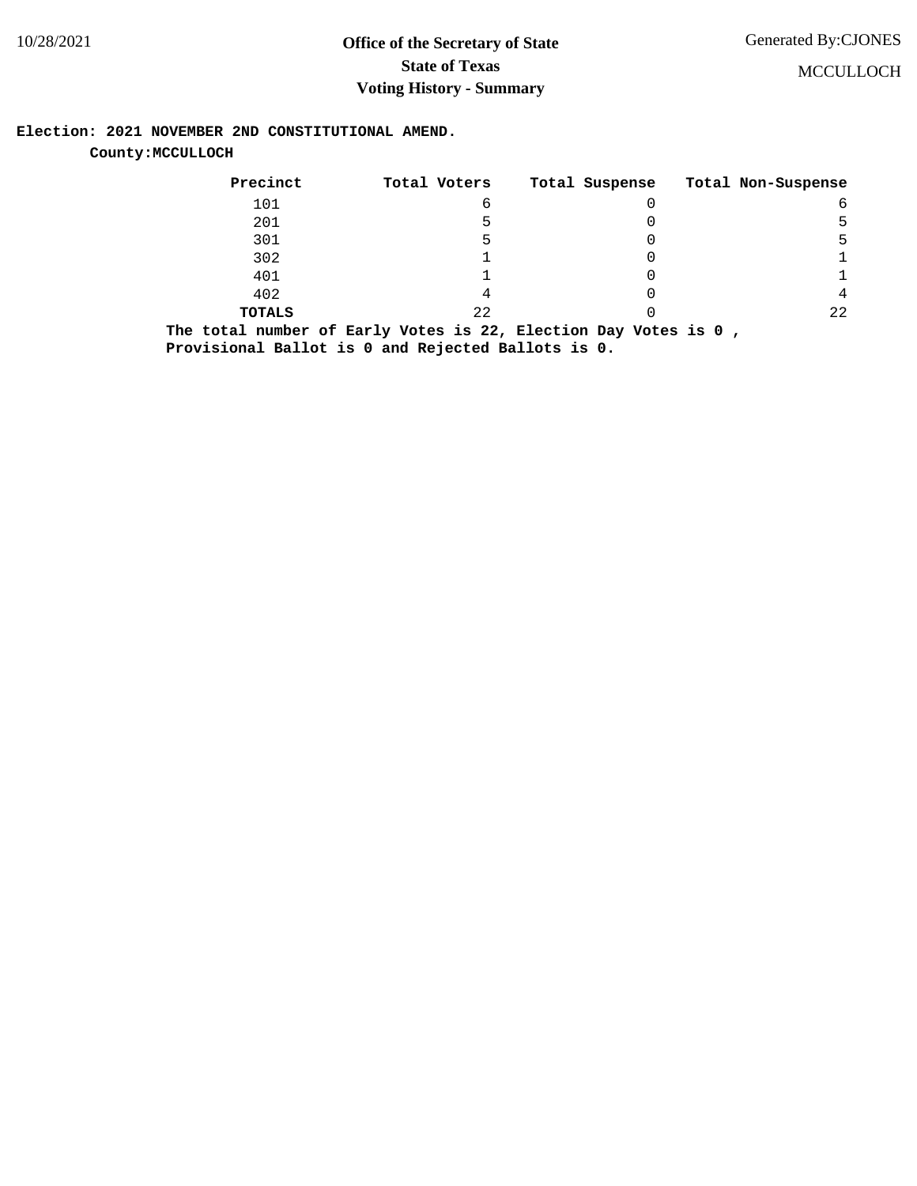10/28/2021

**Office of the Secretary of State**
**State of Texas**
**Voting History - Summary**

Generated By:CJONES

MCCULLOCH

**Election: 2021 NOVEMBER 2ND CONSTITUTIONAL AMEND.**

**County:MCCULLOCH**

| Precinct | Total Voters | Total Suspense | Total Non-Suspense |
|---|---|---|---|
| 101 | 6 | 0 | 6 |
| 201 | 5 | 0 | 5 |
| 301 | 5 | 0 | 5 |
| 302 | 1 | 0 | 1 |
| 401 | 1 | 0 | 1 |
| 402 | 4 | 0 | 4 |
| **TOTALS** | 22 | 0 | 22 |

**The total number of Early Votes is 22, Election Day Votes is 0 , Provisional Ballot is 0 and Rejected Ballots is 0.**